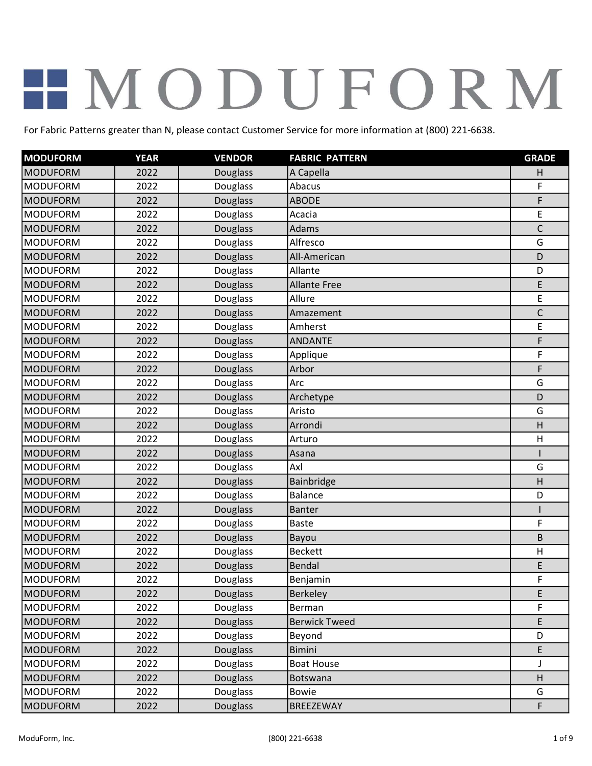# MODUFORM

For Fabric Patterns greater than N, please contact Customer Service for more information at (800) 221-6638.

| MODUFORM | YEAR | VENDOR | FABRIC PATTERN | GRADE |
|---|---|---|---|---|
| MODUFORM | 2022 | Douglass | A Capella | H |
| MODUFORM | 2022 | Douglass | Abacus | F |
| MODUFORM | 2022 | Douglass | ABODE | F |
| MODUFORM | 2022 | Douglass | Acacia | E |
| MODUFORM | 2022 | Douglass | Adams | C |
| MODUFORM | 2022 | Douglass | Alfresco | G |
| MODUFORM | 2022 | Douglass | All-American | D |
| MODUFORM | 2022 | Douglass | Allante | D |
| MODUFORM | 2022 | Douglass | Allante Free | E |
| MODUFORM | 2022 | Douglass | Allure | E |
| MODUFORM | 2022 | Douglass | Amazement | C |
| MODUFORM | 2022 | Douglass | Amherst | E |
| MODUFORM | 2022 | Douglass | ANDANTE | F |
| MODUFORM | 2022 | Douglass | Applique | F |
| MODUFORM | 2022 | Douglass | Arbor | F |
| MODUFORM | 2022 | Douglass | Arc | G |
| MODUFORM | 2022 | Douglass | Archetype | D |
| MODUFORM | 2022 | Douglass | Aristo | G |
| MODUFORM | 2022 | Douglass | Arrondi | H |
| MODUFORM | 2022 | Douglass | Arturo | H |
| MODUFORM | 2022 | Douglass | Asana | I |
| MODUFORM | 2022 | Douglass | Axl | G |
| MODUFORM | 2022 | Douglass | Bainbridge | H |
| MODUFORM | 2022 | Douglass | Balance | D |
| MODUFORM | 2022 | Douglass | Banter | I |
| MODUFORM | 2022 | Douglass | Baste | F |
| MODUFORM | 2022 | Douglass | Bayou | B |
| MODUFORM | 2022 | Douglass | Beckett | H |
| MODUFORM | 2022 | Douglass | Bendal | E |
| MODUFORM | 2022 | Douglass | Benjamin | F |
| MODUFORM | 2022 | Douglass | Berkeley | E |
| MODUFORM | 2022 | Douglass | Berman | F |
| MODUFORM | 2022 | Douglass | Berwick Tweed | E |
| MODUFORM | 2022 | Douglass | Beyond | D |
| MODUFORM | 2022 | Douglass | Bimini | E |
| MODUFORM | 2022 | Douglass | Boat House | J |
| MODUFORM | 2022 | Douglass | Botswana | H |
| MODUFORM | 2022 | Douglass | Bowie | G |
| MODUFORM | 2022 | Douglass | BREEZEWAY | F |

ModuForm, Inc. (800) 221-6638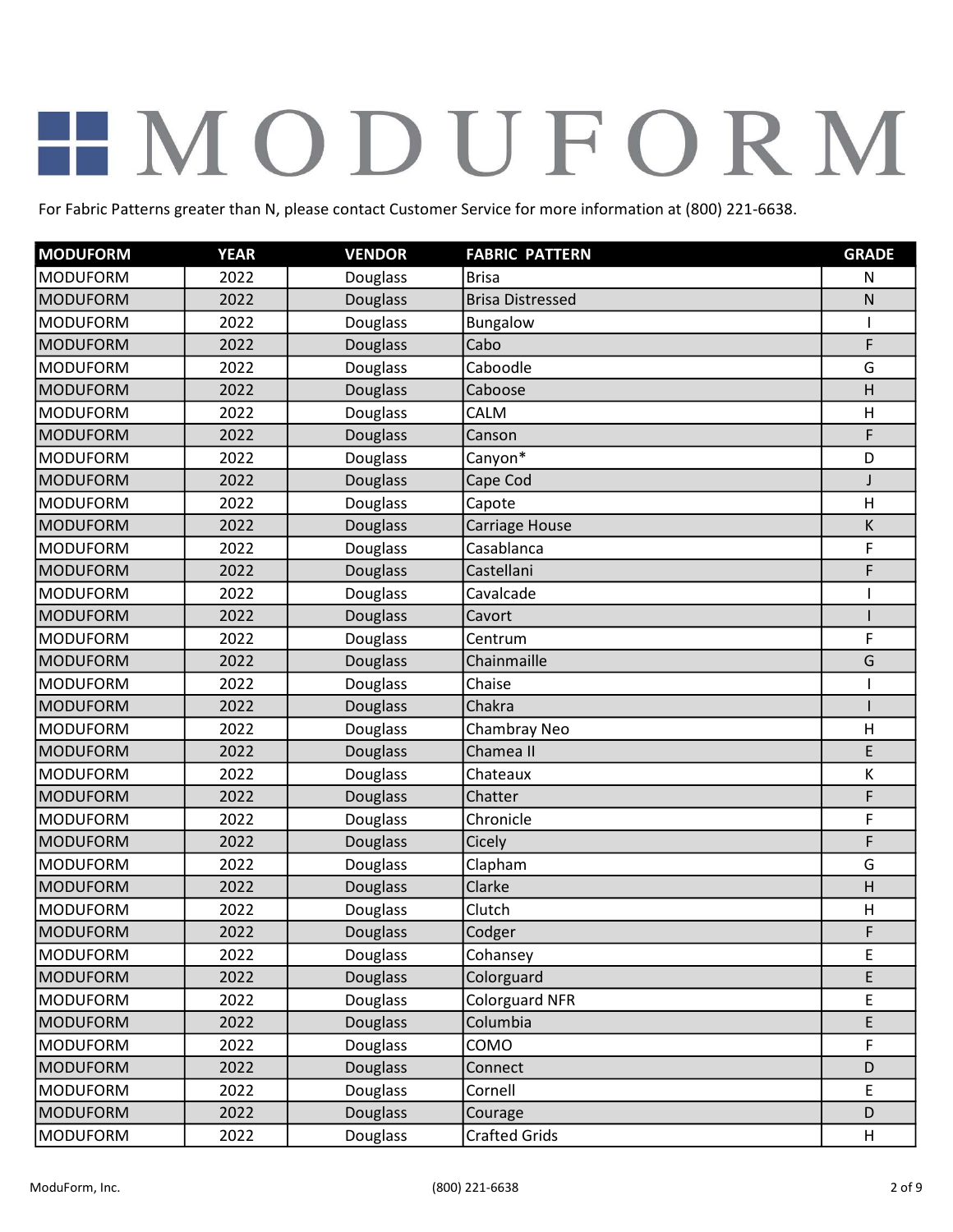# MODUFORM

For Fabric Patterns greater than N, please contact Customer Service for more information at (800) 221-6638.

| MODUFORM | YEAR | VENDOR | FABRIC PATTERN | GRADE |
|---|---|---|---|---|
| MODUFORM | 2022 | Douglass | Brisa | N |
| MODUFORM | 2022 | Douglass | Brisa Distressed | N |
| MODUFORM | 2022 | Douglass | Bungalow | I |
| MODUFORM | 2022 | Douglass | Cabo | F |
| MODUFORM | 2022 | Douglass | Caboodle | G |
| MODUFORM | 2022 | Douglass | Caboose | H |
| MODUFORM | 2022 | Douglass | CALM | H |
| MODUFORM | 2022 | Douglass | Canson | F |
| MODUFORM | 2022 | Douglass | Canyon* | D |
| MODUFORM | 2022 | Douglass | Cape Cod | J |
| MODUFORM | 2022 | Douglass | Capote | H |
| MODUFORM | 2022 | Douglass | Carriage House | K |
| MODUFORM | 2022 | Douglass | Casablanca | F |
| MODUFORM | 2022 | Douglass | Castellani | F |
| MODUFORM | 2022 | Douglass | Cavalcade | I |
| MODUFORM | 2022 | Douglass | Cavort | I |
| MODUFORM | 2022 | Douglass | Centrum | F |
| MODUFORM | 2022 | Douglass | Chainmaille | G |
| MODUFORM | 2022 | Douglass | Chaise | I |
| MODUFORM | 2022 | Douglass | Chakra | I |
| MODUFORM | 2022 | Douglass | Chambray Neo | H |
| MODUFORM | 2022 | Douglass | Chamea II | E |
| MODUFORM | 2022 | Douglass | Chateaux | K |
| MODUFORM | 2022 | Douglass | Chatter | F |
| MODUFORM | 2022 | Douglass | Chronicle | F |
| MODUFORM | 2022 | Douglass | Cicely | F |
| MODUFORM | 2022 | Douglass | Clapham | G |
| MODUFORM | 2022 | Douglass | Clarke | H |
| MODUFORM | 2022 | Douglass | Clutch | H |
| MODUFORM | 2022 | Douglass | Codger | F |
| MODUFORM | 2022 | Douglass | Cohansey | E |
| MODUFORM | 2022 | Douglass | Colorguard | E |
| MODUFORM | 2022 | Douglass | Colorguard NFR | E |
| MODUFORM | 2022 | Douglass | Columbia | E |
| MODUFORM | 2022 | Douglass | COMO | F |
| MODUFORM | 2022 | Douglass | Connect | D |
| MODUFORM | 2022 | Douglass | Cornell | E |
| MODUFORM | 2022 | Douglass | Courage | D |
| MODUFORM | 2022 | Douglass | Crafted Grids | H |

ModuForm, Inc. (800) 221-6638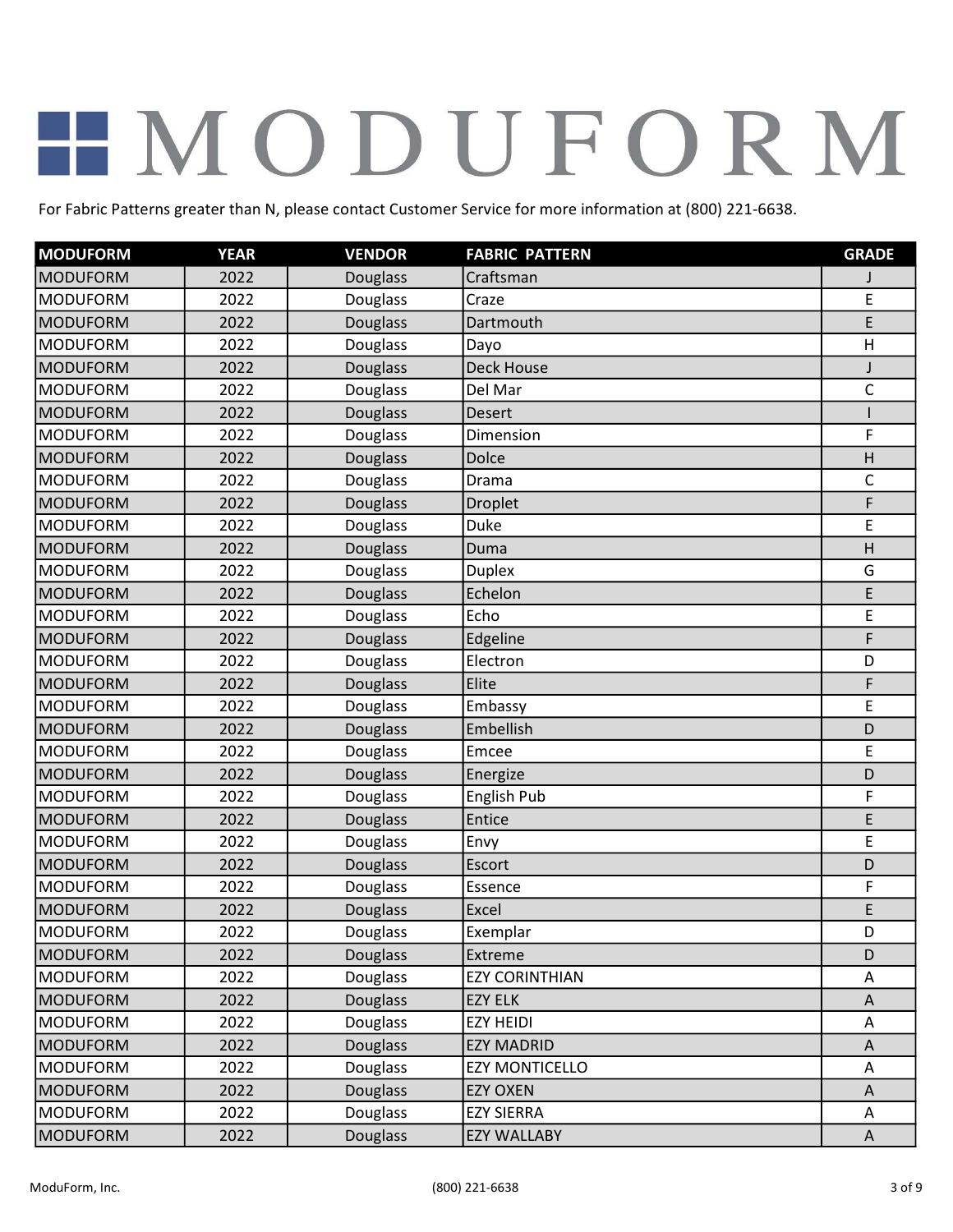# MODUFORM

For Fabric Patterns greater than N, please contact Customer Service for more information at (800) 221-6638.

| MODUFORM | YEAR | VENDOR | FABRIC PATTERN | GRADE |
|---|---|---|---|---|
| MODUFORM | 2022 | Douglass | Craftsman | J |
| MODUFORM | 2022 | Douglass | Craze | E |
| MODUFORM | 2022 | Douglass | Dartmouth | E |
| MODUFORM | 2022 | Douglass | Dayo | H |
| MODUFORM | 2022 | Douglass | Deck House | J |
| MODUFORM | 2022 | Douglass | Del Mar | C |
| MODUFORM | 2022 | Douglass | Desert | I |
| MODUFORM | 2022 | Douglass | Dimension | F |
| MODUFORM | 2022 | Douglass | Dolce | H |
| MODUFORM | 2022 | Douglass | Drama | C |
| MODUFORM | 2022 | Douglass | Droplet | F |
| MODUFORM | 2022 | Douglass | Duke | E |
| MODUFORM | 2022 | Douglass | Duma | H |
| MODUFORM | 2022 | Douglass | Duplex | G |
| MODUFORM | 2022 | Douglass | Echelon | E |
| MODUFORM | 2022 | Douglass | Echo | E |
| MODUFORM | 2022 | Douglass | Edgeline | F |
| MODUFORM | 2022 | Douglass | Electron | D |
| MODUFORM | 2022 | Douglass | Elite | F |
| MODUFORM | 2022 | Douglass | Embassy | E |
| MODUFORM | 2022 | Douglass | Embellish | D |
| MODUFORM | 2022 | Douglass | Emcee | E |
| MODUFORM | 2022 | Douglass | Energize | D |
| MODUFORM | 2022 | Douglass | English Pub | F |
| MODUFORM | 2022 | Douglass | Entice | E |
| MODUFORM | 2022 | Douglass | Envy | E |
| MODUFORM | 2022 | Douglass | Escort | D |
| MODUFORM | 2022 | Douglass | Essence | F |
| MODUFORM | 2022 | Douglass | Excel | E |
| MODUFORM | 2022 | Douglass | Exemplar | D |
| MODUFORM | 2022 | Douglass | Extreme | D |
| MODUFORM | 2022 | Douglass | EZY CORINTHIAN | A |
| MODUFORM | 2022 | Douglass | EZY ELK | A |
| MODUFORM | 2022 | Douglass | EZY HEIDI | A |
| MODUFORM | 2022 | Douglass | EZY MADRID | A |
| MODUFORM | 2022 | Douglass | EZY MONTICELLO | A |
| MODUFORM | 2022 | Douglass | EZY OXEN | A |
| MODUFORM | 2022 | Douglass | EZY SIERRA | A |
| MODUFORM | 2022 | Douglass | EZY WALLABY | A |

ModuForm, Inc. (800) 221-6638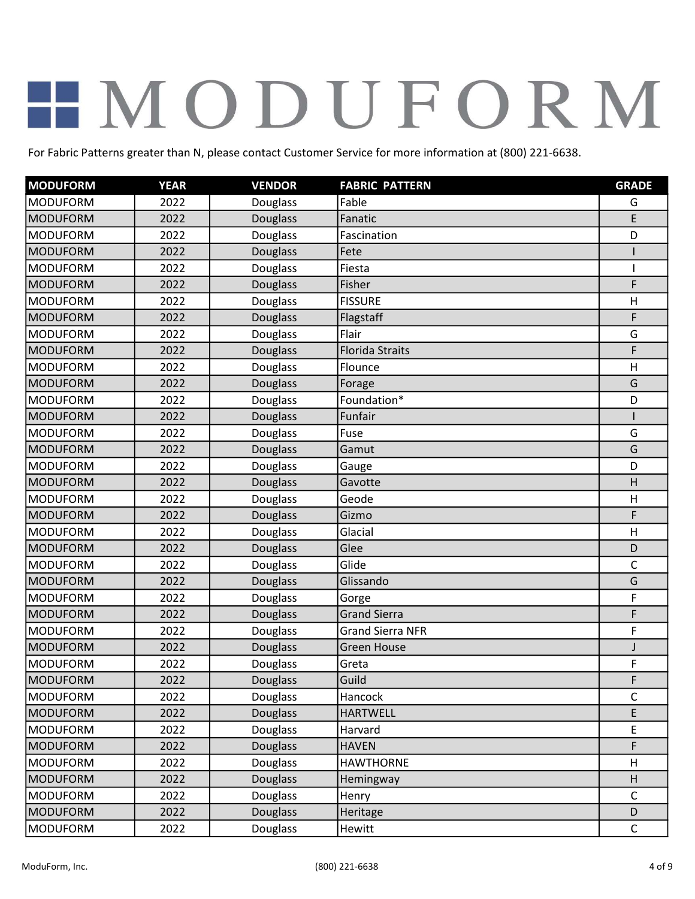# MODUFORM

For Fabric Patterns greater than N, please contact Customer Service for more information at (800) 221-6638.

| MODUFORM | YEAR | VENDOR | FABRIC PATTERN | GRADE |
|---|---|---|---|---|
| MODUFORM | 2022 | Douglass | Fable | G |
| MODUFORM | 2022 | Douglass | Fanatic | E |
| MODUFORM | 2022 | Douglass | Fascination | D |
| MODUFORM | 2022 | Douglass | Fete | I |
| MODUFORM | 2022 | Douglass | Fiesta | I |
| MODUFORM | 2022 | Douglass | Fisher | F |
| MODUFORM | 2022 | Douglass | FISSURE | H |
| MODUFORM | 2022 | Douglass | Flagstaff | F |
| MODUFORM | 2022 | Douglass | Flair | G |
| MODUFORM | 2022 | Douglass | Florida Straits | F |
| MODUFORM | 2022 | Douglass | Flounce | H |
| MODUFORM | 2022 | Douglass | Forage | G |
| MODUFORM | 2022 | Douglass | Foundation* | D |
| MODUFORM | 2022 | Douglass | Funfair | I |
| MODUFORM | 2022 | Douglass | Fuse | G |
| MODUFORM | 2022 | Douglass | Gamut | G |
| MODUFORM | 2022 | Douglass | Gauge | D |
| MODUFORM | 2022 | Douglass | Gavotte | H |
| MODUFORM | 2022 | Douglass | Geode | H |
| MODUFORM | 2022 | Douglass | Gizmo | F |
| MODUFORM | 2022 | Douglass | Glacial | H |
| MODUFORM | 2022 | Douglass | Glee | D |
| MODUFORM | 2022 | Douglass | Glide | C |
| MODUFORM | 2022 | Douglass | Glissando | G |
| MODUFORM | 2022 | Douglass | Gorge | F |
| MODUFORM | 2022 | Douglass | Grand Sierra | F |
| MODUFORM | 2022 | Douglass | Grand Sierra NFR | F |
| MODUFORM | 2022 | Douglass | Green House | J |
| MODUFORM | 2022 | Douglass | Greta | F |
| MODUFORM | 2022 | Douglass | Guild | F |
| MODUFORM | 2022 | Douglass | Hancock | C |
| MODUFORM | 2022 | Douglass | HARTWELL | E |
| MODUFORM | 2022 | Douglass | Harvard | E |
| MODUFORM | 2022 | Douglass | HAVEN | F |
| MODUFORM | 2022 | Douglass | HAWTHORNE | H |
| MODUFORM | 2022 | Douglass | Hemingway | H |
| MODUFORM | 2022 | Douglass | Henry | C |
| MODUFORM | 2022 | Douglass | Heritage | D |
| MODUFORM | 2022 | Douglass | Hewitt | C |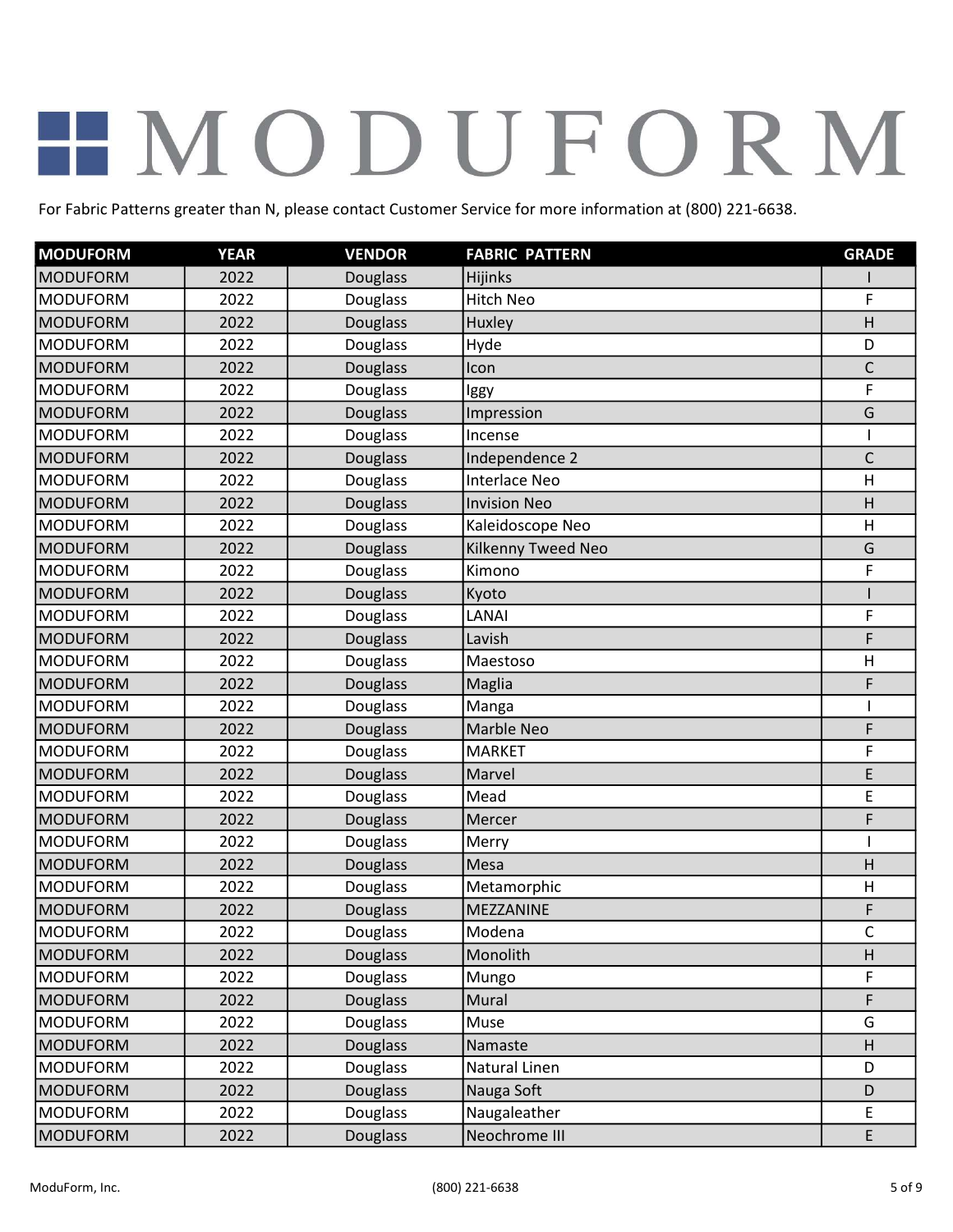# MODUFORM

For Fabric Patterns greater than N, please contact Customer Service for more information at (800) 221-6638.

| MODUFORM | YEAR | VENDOR | FABRIC PATTERN | GRADE |
|---|---|---|---|---|
| MODUFORM | 2022 | Douglass | Hijinks | I |
| MODUFORM | 2022 | Douglass | Hitch Neo | F |
| MODUFORM | 2022 | Douglass | Huxley | H |
| MODUFORM | 2022 | Douglass | Hyde | D |
| MODUFORM | 2022 | Douglass | Icon | C |
| MODUFORM | 2022 | Douglass | Iggy | F |
| MODUFORM | 2022 | Douglass | Impression | G |
| MODUFORM | 2022 | Douglass | Incense | I |
| MODUFORM | 2022 | Douglass | Independence 2 | C |
| MODUFORM | 2022 | Douglass | Interlace Neo | H |
| MODUFORM | 2022 | Douglass | Invision Neo | H |
| MODUFORM | 2022 | Douglass | Kaleidoscope Neo | H |
| MODUFORM | 2022 | Douglass | Kilkenny Tweed Neo | G |
| MODUFORM | 2022 | Douglass | Kimono | F |
| MODUFORM | 2022 | Douglass | Kyoto | I |
| MODUFORM | 2022 | Douglass | LANAI | F |
| MODUFORM | 2022 | Douglass | Lavish | F |
| MODUFORM | 2022 | Douglass | Maestoso | H |
| MODUFORM | 2022 | Douglass | Maglia | F |
| MODUFORM | 2022 | Douglass | Manga | I |
| MODUFORM | 2022 | Douglass | Marble Neo | F |
| MODUFORM | 2022 | Douglass | MARKET | F |
| MODUFORM | 2022 | Douglass | Marvel | E |
| MODUFORM | 2022 | Douglass | Mead | E |
| MODUFORM | 2022 | Douglass | Mercer | F |
| MODUFORM | 2022 | Douglass | Merry | I |
| MODUFORM | 2022 | Douglass | Mesa | H |
| MODUFORM | 2022 | Douglass | Metamorphic | H |
| MODUFORM | 2022 | Douglass | MEZZANINE | F |
| MODUFORM | 2022 | Douglass | Modena | C |
| MODUFORM | 2022 | Douglass | Monolith | H |
| MODUFORM | 2022 | Douglass | Mungo | F |
| MODUFORM | 2022 | Douglass | Mural | F |
| MODUFORM | 2022 | Douglass | Muse | G |
| MODUFORM | 2022 | Douglass | Namaste | H |
| MODUFORM | 2022 | Douglass | Natural Linen | D |
| MODUFORM | 2022 | Douglass | Nauga Soft | D |
| MODUFORM | 2022 | Douglass | Naugaleather | E |
| MODUFORM | 2022 | Douglass | Neochrome III | E |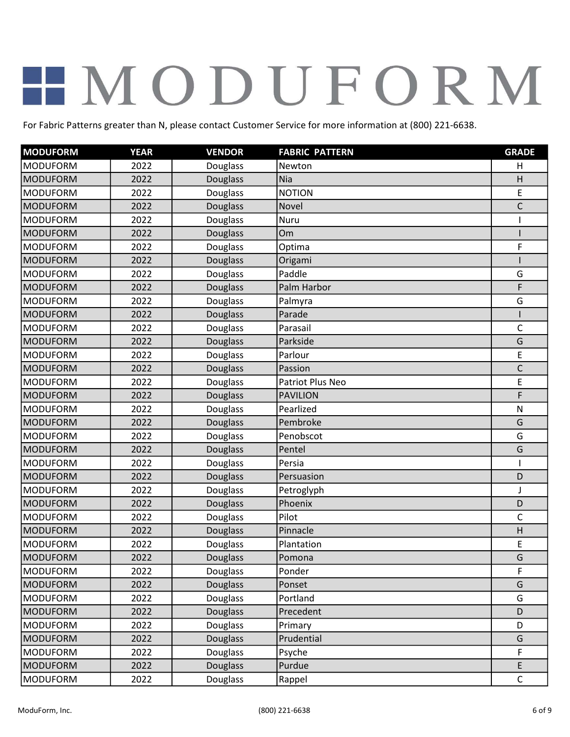# MODUFORM

For Fabric Patterns greater than N, please contact Customer Service for more information at (800) 221-6638.

| MODUFORM | YEAR | VENDOR | FABRIC PATTERN | GRADE |
|---|---|---|---|---|
| MODUFORM | 2022 | Douglass | Newton | H |
| MODUFORM | 2022 | Douglass | Nia | H |
| MODUFORM | 2022 | Douglass | NOTION | E |
| MODUFORM | 2022 | Douglass | Novel | C |
| MODUFORM | 2022 | Douglass | Nuru | I |
| MODUFORM | 2022 | Douglass | Om | I |
| MODUFORM | 2022 | Douglass | Optima | F |
| MODUFORM | 2022 | Douglass | Origami | I |
| MODUFORM | 2022 | Douglass | Paddle | G |
| MODUFORM | 2022 | Douglass | Palm Harbor | F |
| MODUFORM | 2022 | Douglass | Palmyra | G |
| MODUFORM | 2022 | Douglass | Parade | I |
| MODUFORM | 2022 | Douglass | Parasail | C |
| MODUFORM | 2022 | Douglass | Parkside | G |
| MODUFORM | 2022 | Douglass | Parlour | E |
| MODUFORM | 2022 | Douglass | Passion | C |
| MODUFORM | 2022 | Douglass | Patriot Plus Neo | E |
| MODUFORM | 2022 | Douglass | PAVILION | F |
| MODUFORM | 2022 | Douglass | Pearlized | N |
| MODUFORM | 2022 | Douglass | Pembroke | G |
| MODUFORM | 2022 | Douglass | Penobscot | G |
| MODUFORM | 2022 | Douglass | Pentel | G |
| MODUFORM | 2022 | Douglass | Persia | I |
| MODUFORM | 2022 | Douglass | Persuasion | D |
| MODUFORM | 2022 | Douglass | Petroglyph | J |
| MODUFORM | 2022 | Douglass | Phoenix | D |
| MODUFORM | 2022 | Douglass | Pilot | C |
| MODUFORM | 2022 | Douglass | Pinnacle | H |
| MODUFORM | 2022 | Douglass | Plantation | E |
| MODUFORM | 2022 | Douglass | Pomona | G |
| MODUFORM | 2022 | Douglass | Ponder | F |
| MODUFORM | 2022 | Douglass | Ponset | G |
| MODUFORM | 2022 | Douglass | Portland | G |
| MODUFORM | 2022 | Douglass | Precedent | D |
| MODUFORM | 2022 | Douglass | Primary | D |
| MODUFORM | 2022 | Douglass | Prudential | G |
| MODUFORM | 2022 | Douglass | Psyche | F |
| MODUFORM | 2022 | Douglass | Purdue | E |
| MODUFORM | 2022 | Douglass | Rappel | C |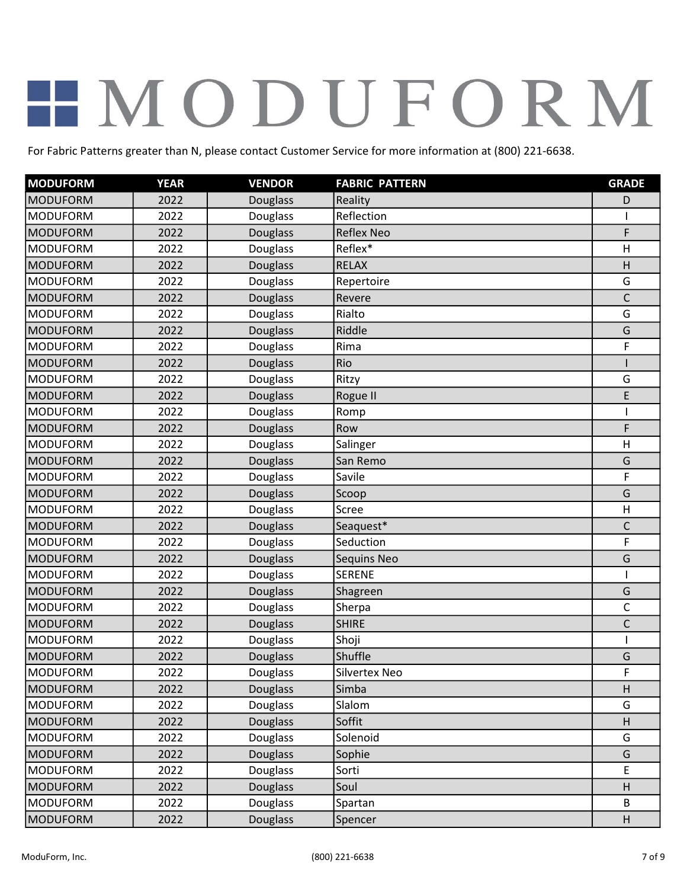# MODUFORM

For Fabric Patterns greater than N, please contact Customer Service for more information at (800) 221-6638.

| MODUFORM | YEAR | VENDOR | FABRIC PATTERN | GRADE |
|---|---|---|---|---|
| MODUFORM | 2022 | Douglass | Reality | D |
| MODUFORM | 2022 | Douglass | Reflection | I |
| MODUFORM | 2022 | Douglass | Reflex Neo | F |
| MODUFORM | 2022 | Douglass | Reflex* | H |
| MODUFORM | 2022 | Douglass | RELAX | H |
| MODUFORM | 2022 | Douglass | Repertoire | G |
| MODUFORM | 2022 | Douglass | Revere | C |
| MODUFORM | 2022 | Douglass | Rialto | G |
| MODUFORM | 2022 | Douglass | Riddle | G |
| MODUFORM | 2022 | Douglass | Rima | F |
| MODUFORM | 2022 | Douglass | Rio | I |
| MODUFORM | 2022 | Douglass | Ritzy | G |
| MODUFORM | 2022 | Douglass | Rogue II | E |
| MODUFORM | 2022 | Douglass | Romp | I |
| MODUFORM | 2022 | Douglass | Row | F |
| MODUFORM | 2022 | Douglass | Salinger | H |
| MODUFORM | 2022 | Douglass | San Remo | G |
| MODUFORM | 2022 | Douglass | Savile | F |
| MODUFORM | 2022 | Douglass | Scoop | G |
| MODUFORM | 2022 | Douglass | Scree | H |
| MODUFORM | 2022 | Douglass | Seaquest* | C |
| MODUFORM | 2022 | Douglass | Seduction | F |
| MODUFORM | 2022 | Douglass | Sequins Neo | G |
| MODUFORM | 2022 | Douglass | SERENE | I |
| MODUFORM | 2022 | Douglass | Shagreen | G |
| MODUFORM | 2022 | Douglass | Sherpa | C |
| MODUFORM | 2022 | Douglass | SHIRE | C |
| MODUFORM | 2022 | Douglass | Shoji | I |
| MODUFORM | 2022 | Douglass | Shuffle | G |
| MODUFORM | 2022 | Douglass | Silvertex Neo | F |
| MODUFORM | 2022 | Douglass | Simba | H |
| MODUFORM | 2022 | Douglass | Slalom | G |
| MODUFORM | 2022 | Douglass | Soffit | H |
| MODUFORM | 2022 | Douglass | Solenoid | G |
| MODUFORM | 2022 | Douglass | Sophie | G |
| MODUFORM | 2022 | Douglass | Sorti | E |
| MODUFORM | 2022 | Douglass | Soul | H |
| MODUFORM | 2022 | Douglass | Spartan | B |
| MODUFORM | 2022 | Douglass | Spencer | H |

ModuForm, Inc. (800) 221-6638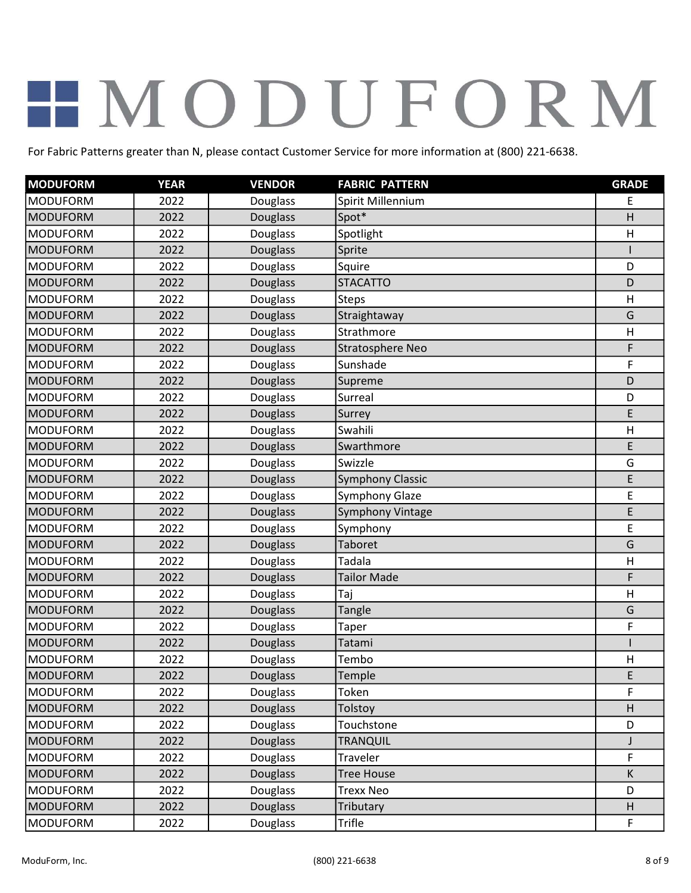# MODUFORM

For Fabric Patterns greater than N, please contact Customer Service for more information at (800) 221-6638.

| MODUFORM | YEAR | VENDOR | FABRIC PATTERN | GRADE |
|---|---|---|---|---|
| MODUFORM | 2022 | Douglass | Spirit Millennium | E |
| MODUFORM | 2022 | Douglass | Spot* | H |
| MODUFORM | 2022 | Douglass | Spotlight | H |
| MODUFORM | 2022 | Douglass | Sprite | I |
| MODUFORM | 2022 | Douglass | Squire | D |
| MODUFORM | 2022 | Douglass | STACATTO | D |
| MODUFORM | 2022 | Douglass | Steps | H |
| MODUFORM | 2022 | Douglass | Straightaway | G |
| MODUFORM | 2022 | Douglass | Strathmore | H |
| MODUFORM | 2022 | Douglass | Stratosphere Neo | F |
| MODUFORM | 2022 | Douglass | Sunshade | F |
| MODUFORM | 2022 | Douglass | Supreme | D |
| MODUFORM | 2022 | Douglass | Surreal | D |
| MODUFORM | 2022 | Douglass | Surrey | E |
| MODUFORM | 2022 | Douglass | Swahili | H |
| MODUFORM | 2022 | Douglass | Swarthmore | E |
| MODUFORM | 2022 | Douglass | Swizzle | G |
| MODUFORM | 2022 | Douglass | Symphony Classic | E |
| MODUFORM | 2022 | Douglass | Symphony Glaze | E |
| MODUFORM | 2022 | Douglass | Symphony Vintage | E |
| MODUFORM | 2022 | Douglass | Symphony | E |
| MODUFORM | 2022 | Douglass | Taboret | G |
| MODUFORM | 2022 | Douglass | Tadala | H |
| MODUFORM | 2022 | Douglass | Tailor Made | F |
| MODUFORM | 2022 | Douglass | Taj | H |
| MODUFORM | 2022 | Douglass | Tangle | G |
| MODUFORM | 2022 | Douglass | Taper | F |
| MODUFORM | 2022 | Douglass | Tatami | I |
| MODUFORM | 2022 | Douglass | Tembo | H |
| MODUFORM | 2022 | Douglass | Temple | E |
| MODUFORM | 2022 | Douglass | Token | F |
| MODUFORM | 2022 | Douglass | Tolstoy | H |
| MODUFORM | 2022 | Douglass | Touchstone | D |
| MODUFORM | 2022 | Douglass | TRANQUIL | J |
| MODUFORM | 2022 | Douglass | Traveler | F |
| MODUFORM | 2022 | Douglass | Tree House | K |
| MODUFORM | 2022 | Douglass | Trexx Neo | D |
| MODUFORM | 2022 | Douglass | Tributary | H |
| MODUFORM | 2022 | Douglass | Trifle | F |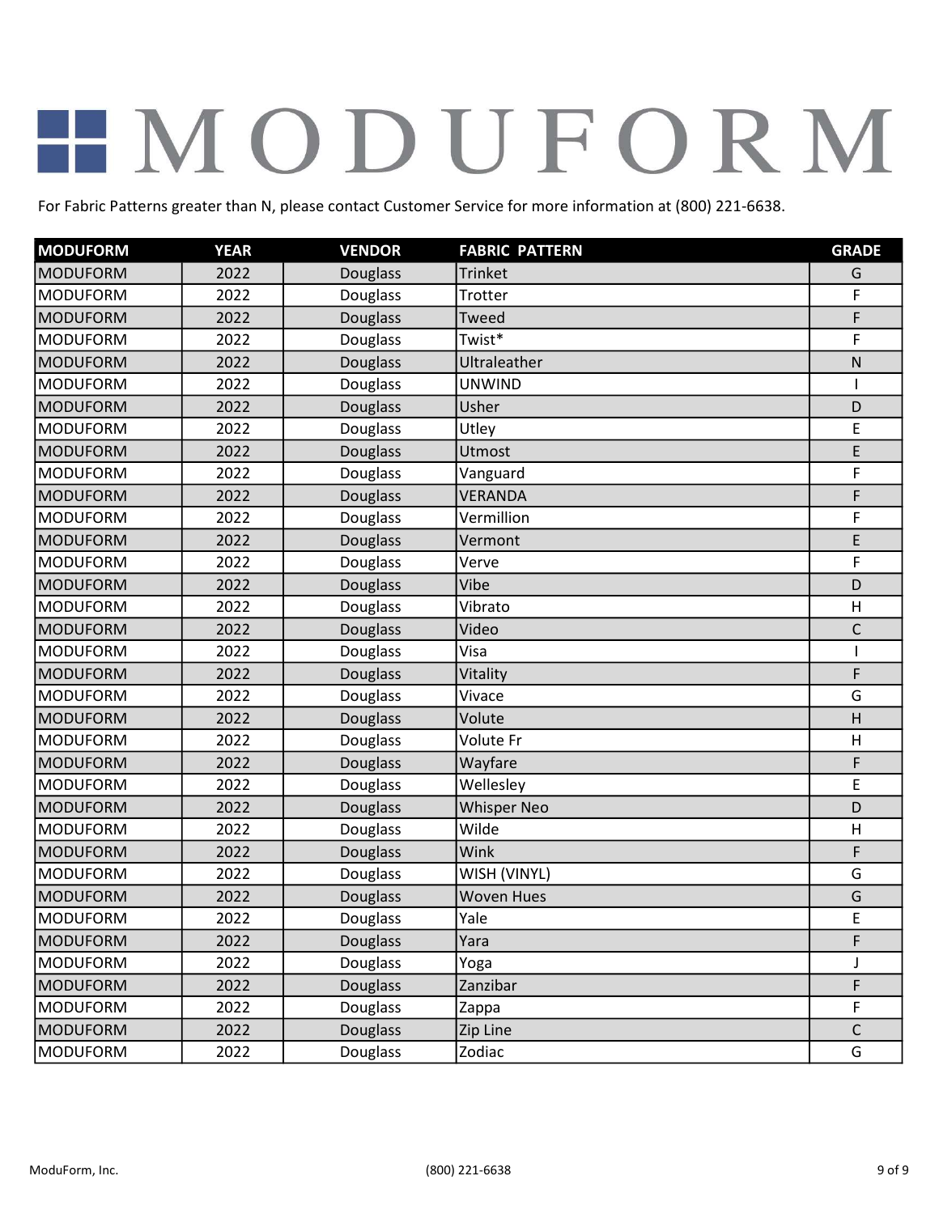# MODUFORM

For Fabric Patterns greater than N, please contact Customer Service for more information at (800) 221-6638.

| MODUFORM | YEAR | VENDOR | FABRIC PATTERN | GRADE |
|---|---|---|---|---|
| MODUFORM | 2022 | Douglass | Trinket | G |
| MODUFORM | 2022 | Douglass | Trotter | F |
| MODUFORM | 2022 | Douglass | Tweed | F |
| MODUFORM | 2022 | Douglass | Twist* | F |
| MODUFORM | 2022 | Douglass | Ultraleather | N |
| MODUFORM | 2022 | Douglass | UNWIND | I |
| MODUFORM | 2022 | Douglass | Usher | D |
| MODUFORM | 2022 | Douglass | Utley | E |
| MODUFORM | 2022 | Douglass | Utmost | E |
| MODUFORM | 2022 | Douglass | Vanguard | F |
| MODUFORM | 2022 | Douglass | VERANDA | F |
| MODUFORM | 2022 | Douglass | Vermillion | F |
| MODUFORM | 2022 | Douglass | Vermont | E |
| MODUFORM | 2022 | Douglass | Verve | F |
| MODUFORM | 2022 | Douglass | Vibe | D |
| MODUFORM | 2022 | Douglass | Vibrato | H |
| MODUFORM | 2022 | Douglass | Video | C |
| MODUFORM | 2022 | Douglass | Visa | I |
| MODUFORM | 2022 | Douglass | Vitality | F |
| MODUFORM | 2022 | Douglass | Vivace | G |
| MODUFORM | 2022 | Douglass | Volute | H |
| MODUFORM | 2022 | Douglass | Volute Fr | H |
| MODUFORM | 2022 | Douglass | Wayfare | F |
| MODUFORM | 2022 | Douglass | Wellesley | E |
| MODUFORM | 2022 | Douglass | Whisper Neo | D |
| MODUFORM | 2022 | Douglass | Wilde | H |
| MODUFORM | 2022 | Douglass | Wink | F |
| MODUFORM | 2022 | Douglass | WISH (VINYL) | G |
| MODUFORM | 2022 | Douglass | Woven Hues | G |
| MODUFORM | 2022 | Douglass | Yale | E |
| MODUFORM | 2022 | Douglass | Yara | F |
| MODUFORM | 2022 | Douglass | Yoga | J |
| MODUFORM | 2022 | Douglass | Zanzibar | F |
| MODUFORM | 2022 | Douglass | Zappa | F |
| MODUFORM | 2022 | Douglass | Zip Line | C |
| MODUFORM | 2022 | Douglass | Zodiac | G |